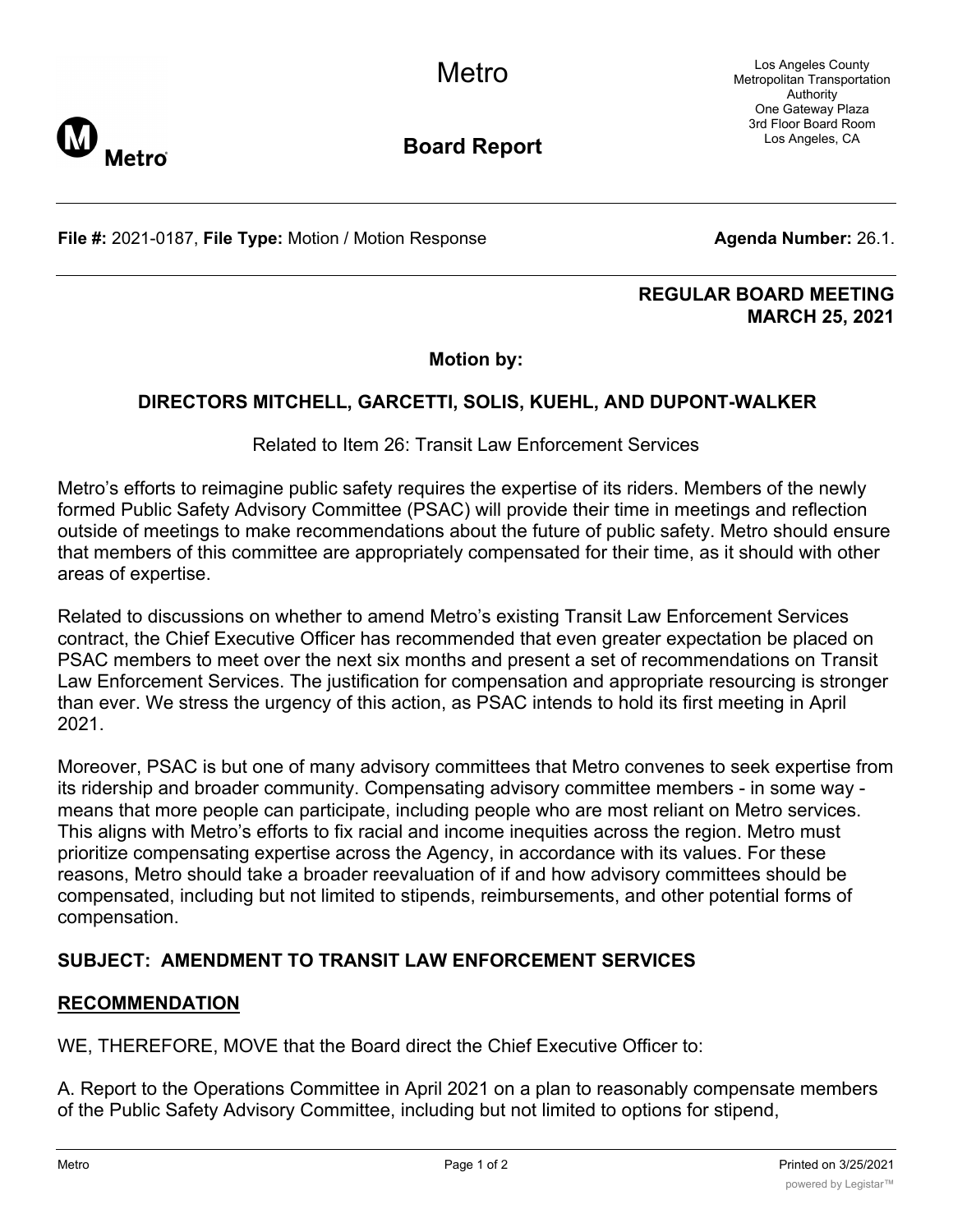# Metro

## Board Report

Los Angeles County Metropolitan Transportation Authority
One Gateway Plaza
3rd Floor Board Room
Los Angeles, CA

**File #:** 2021-0187, **File Type:** Motion / Motion Response **Agenda Number:** 26.1.

**REGULAR BOARD MEETING**
**MARCH 25, 2021**

**Motion by:**

**DIRECTORS MITCHELL, GARCETTI, SOLIS, KUEHL, AND DUPONT-WALKER**

Related to Item 26: Transit Law Enforcement Services

Metro's efforts to reimagine public safety requires the expertise of its riders. Members of the newly formed Public Safety Advisory Committee (PSAC) will provide their time in meetings and reflection outside of meetings to make recommendations about the future of public safety. Metro should ensure that members of this committee are appropriately compensated for their time, as it should with other areas of expertise.

Related to discussions on whether to amend Metro's existing Transit Law Enforcement Services contract, the Chief Executive Officer has recommended that even greater expectation be placed on PSAC members to meet over the next six months and present a set of recommendations on Transit Law Enforcement Services. The justification for compensation and appropriate resourcing is stronger than ever. We stress the urgency of this action, as PSAC intends to hold its first meeting in April 2021.

Moreover, PSAC is but one of many advisory committees that Metro convenes to seek expertise from its ridership and broader community. Compensating advisory committee members - in some way - means that more people can participate, including people who are most reliant on Metro services. This aligns with Metro's efforts to fix racial and income inequities across the region. Metro must prioritize compensating expertise across the Agency, in accordance with its values. For these reasons, Metro should take a broader reevaluation of if and how advisory committees should be compensated, including but not limited to stipends, reimbursements, and other potential forms of compensation.

**SUBJECT: AMENDMENT TO TRANSIT LAW ENFORCEMENT SERVICES**

**RECOMMENDATION**

WE, THEREFORE, MOVE that the Board direct the Chief Executive Officer to:

A. Report to the Operations Committee in April 2021 on a plan to reasonably compensate members of the Public Safety Advisory Committee, including but not limited to options for stipend,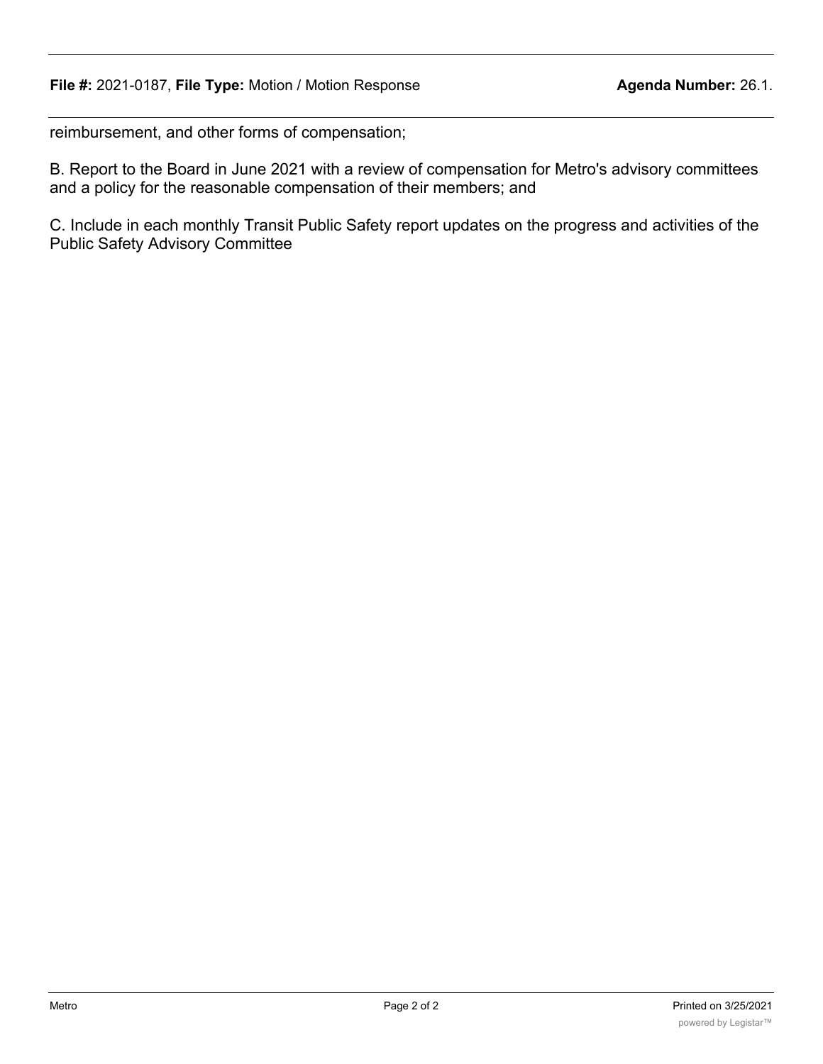reimbursement, and other forms of compensation;

B. Report to the Board in June 2021 with a review of compensation for Metro's advisory committees and a policy for the reasonable compensation of their members; and

C. Include in each monthly Transit Public Safety report updates on the progress and activities of the Public Safety Advisory Committee